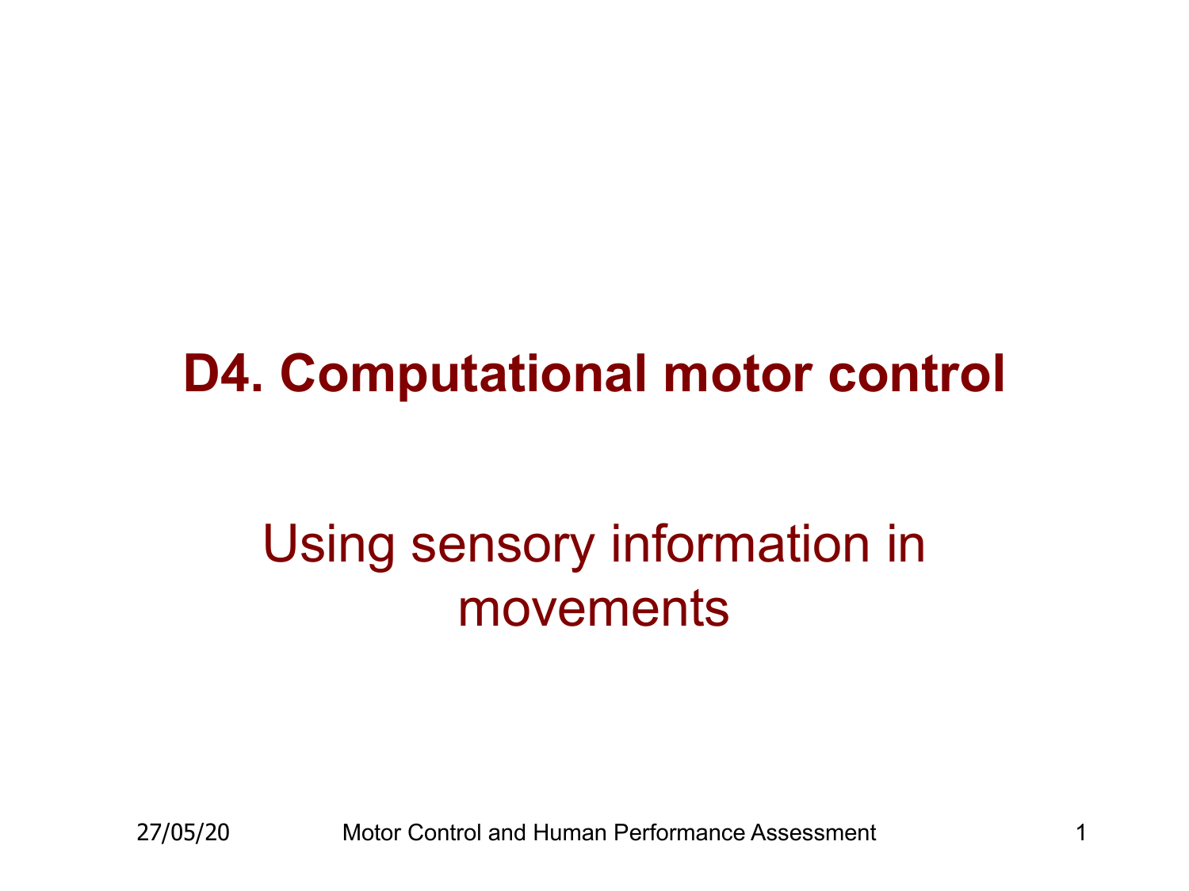# D4. Computational motor control

## Using sensory information in movements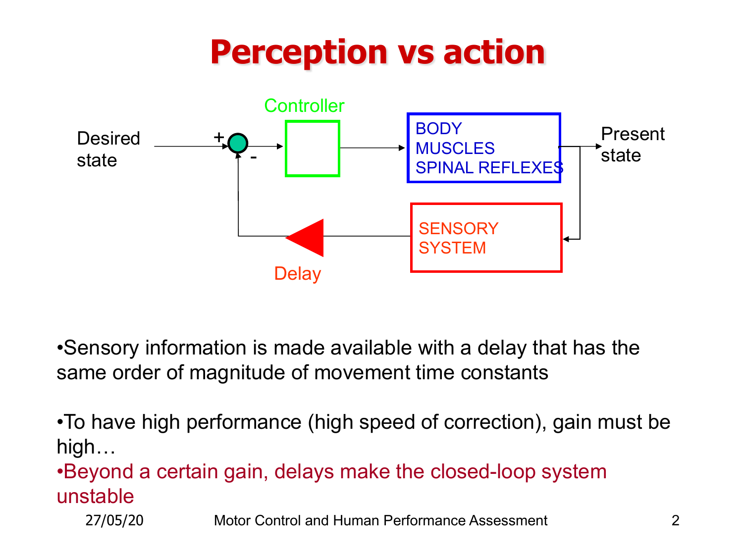# Perception vs action

Controller

Desired state

\+

\-

BODY
MUSCLES
SPINAL REFLEXES

Present state

SENSORY SYSTEM

Delay

- Sensory information is made available with a delay that has the same order of magnitude of movement time constants
- To have high performance (high speed of correction), gain must be high…
- Beyond a certain gain, delays make the closed-loop system unstable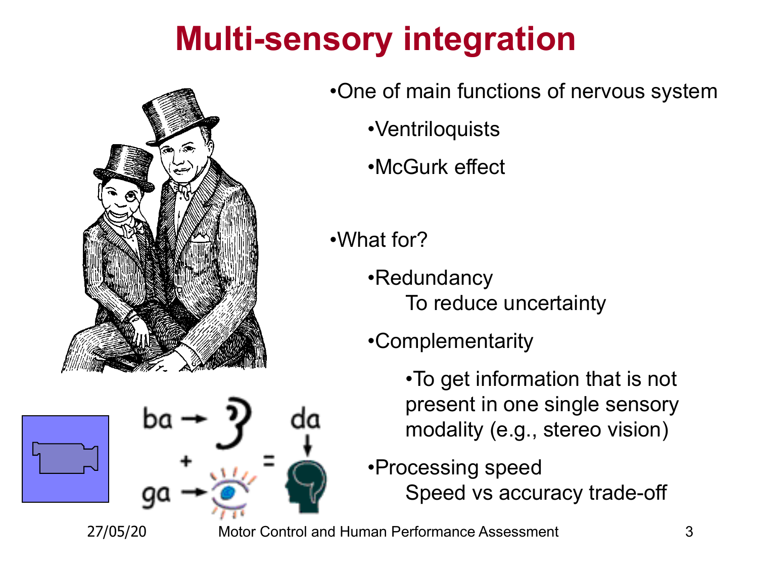# Multi-sensory integration

- One of main functions of nervous system
  - Ventriloquists
  - McGurk effect

- What for?
  - Redundancy
    To reduce uncertainty
  - Complementarity
    - To get information that is not present in one single sensory modality (e.g., stereo vision)
  - Processing speed
    Speed vs accuracy trade-off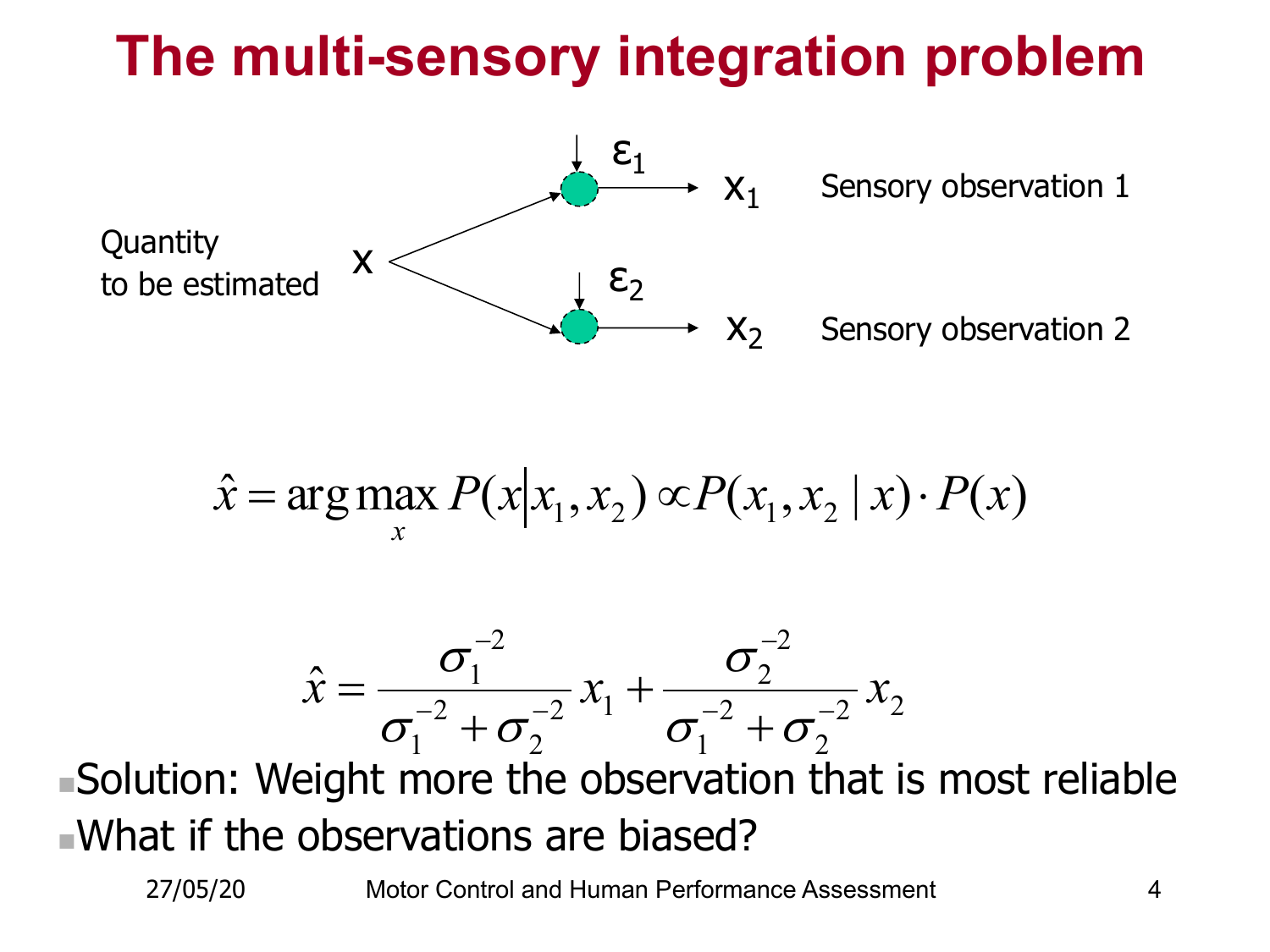# The multi-sensory integration problem

Quantity to be estimated $x$

$x \rightarrow$ (+ $\varepsilon_1$) $\rightarrow x_1$ Sensory observation 1

$x \rightarrow$ (+ $\varepsilon_2$) $\rightarrow x_2$ Sensory observation 2

$$\hat{x} = \arg\max_x P(x|x_1, x_2) \propto P(x_1, x_2 \mid x) \cdot P(x)$$

$$\hat{x} = \frac{\sigma_1^{-2}}{\sigma_1^{-2} + \sigma_2^{-2}} x_1 + \frac{\sigma_2^{-2}}{\sigma_1^{-2} + \sigma_2^{-2}} x_2$$

- Solution: Weight more the observation that is most reliable
- What if the observations are biased?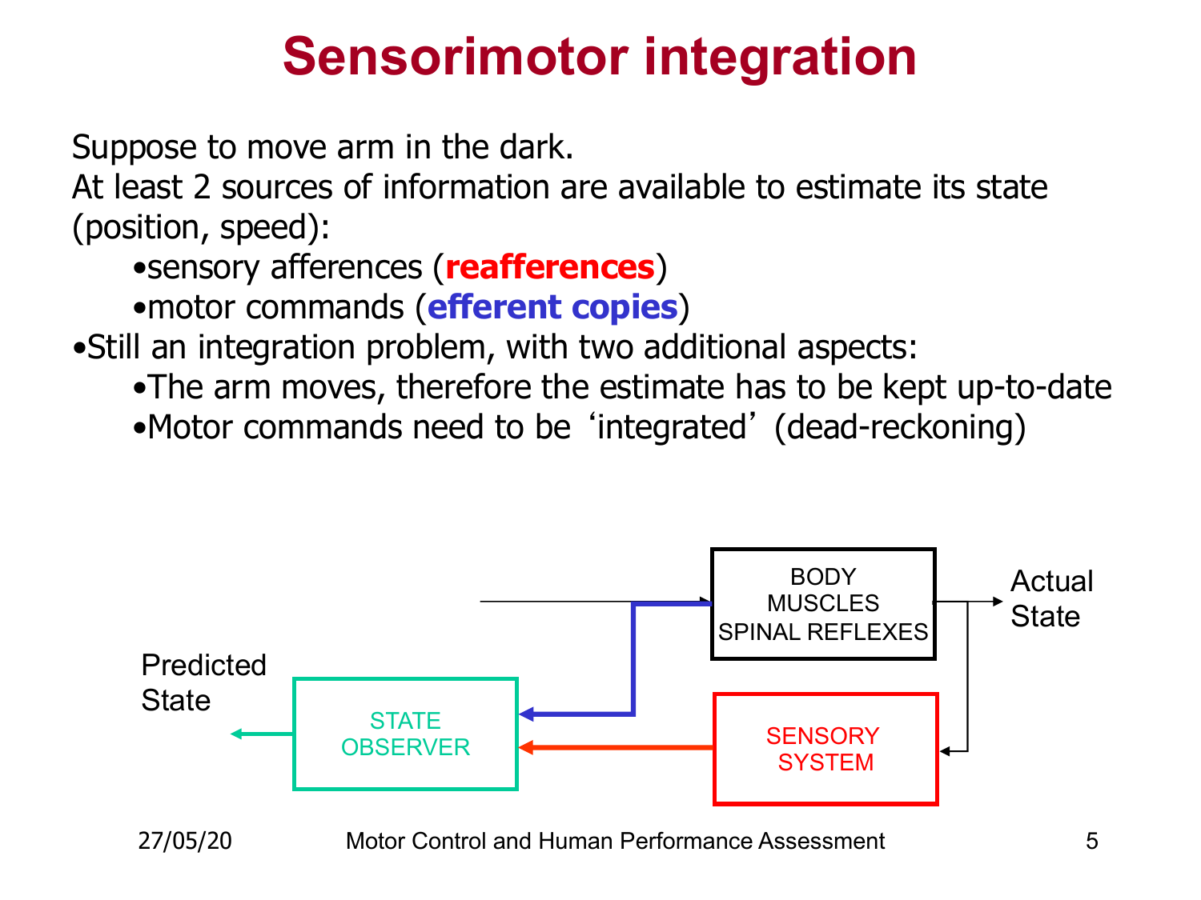# Sensorimotor integration

Suppose to move arm in the dark.
At least 2 sources of information are available to estimate its state (position, speed):

- sensory afferences (**reafferences**)
- motor commands (**efferent copies**)

- Still an integration problem, with two additional aspects:
  - The arm moves, therefore the estimate has to be kept up-to-date
  - Motor commands need to be 'integrated' (dead-reckoning)

BODY MUSCLES SPINAL REFLEXES

Actual State

SENSORY SYSTEM

STATE OBSERVER

Predicted State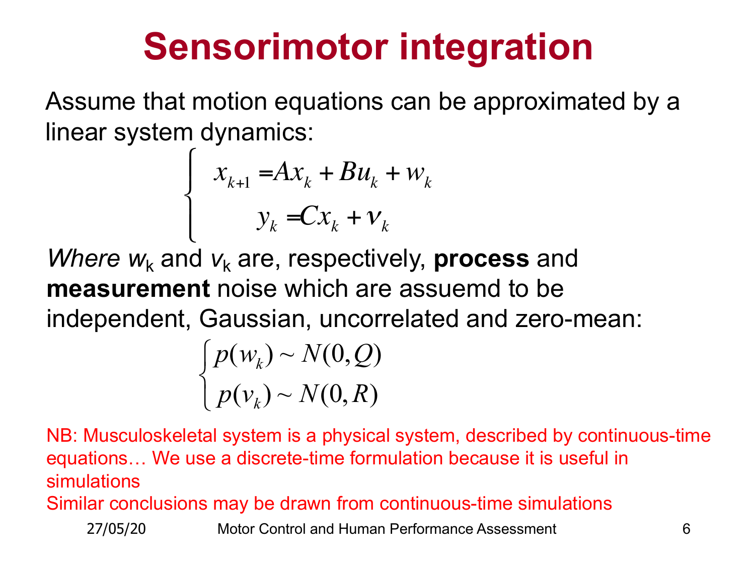# Sensorimotor integration

Assume that motion equations can be approximated by a linear system dynamics:

$$
\begin{cases}
x_{k+1} = Ax_k + Bu_k + w_k \\
y_k = Cx_k + v_k
\end{cases}
$$

*Where* $w_k$ and $v_k$ are, respectively, **process** and **measurement** noise which are assuemd to be independent, Gaussian, uncorrelated and zero-mean:

$$
\begin{cases}
p(w_k) \sim N(0, Q) \\
p(v_k) \sim N(0, R)
\end{cases}
$$

NB: Musculoskeletal system is a physical system, described by continuous-time equations… We use a discrete-time formulation because it is useful in simulations

Similar conclusions may be drawn from continuous-time simulations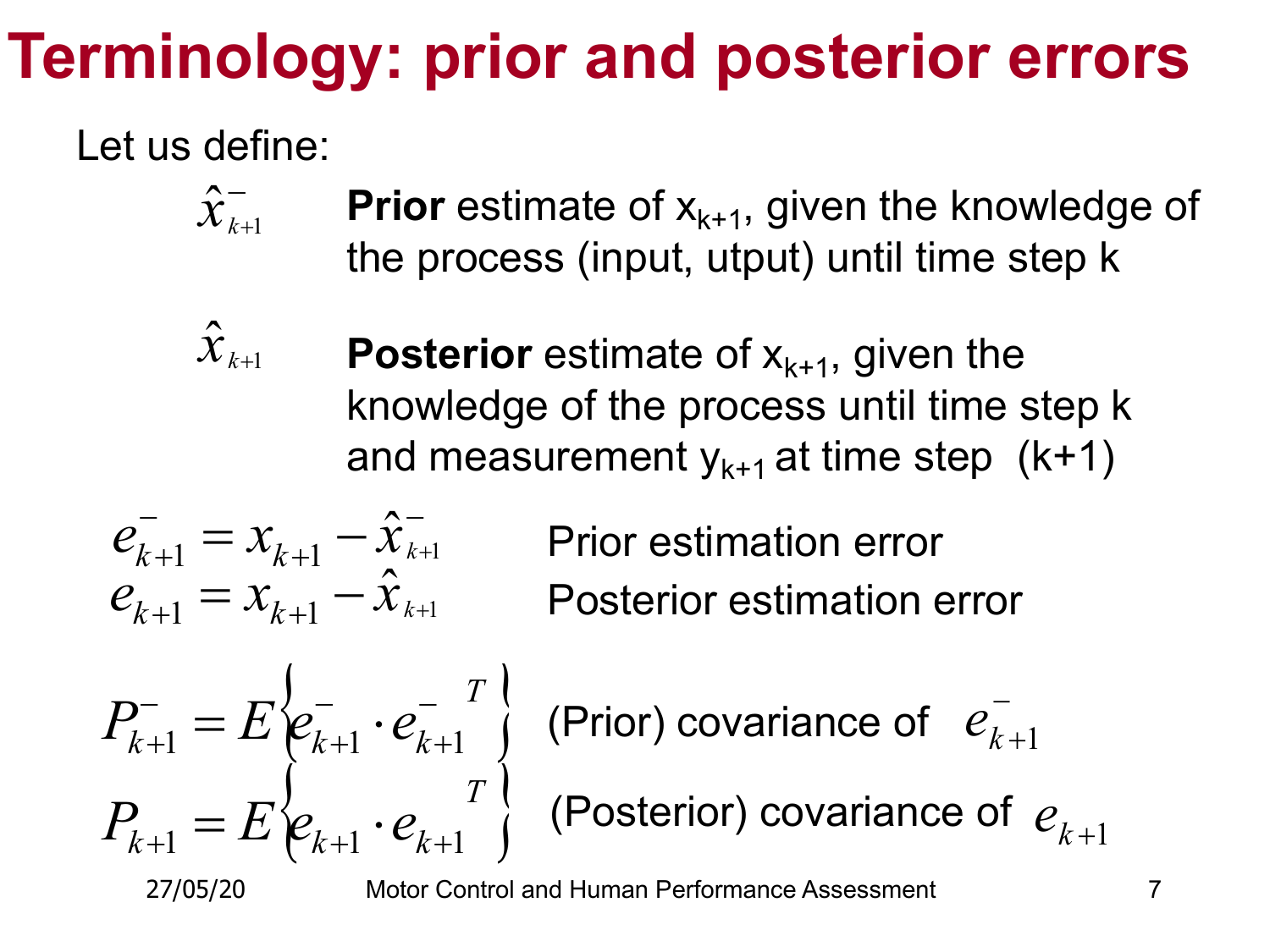# Terminology: prior and posterior errors

Let us define:

$\hat{x}^{-}_{k+1}$ — **Prior** estimate of $x_{k+1}$, given the knowledge of the process (input, utput) until time step k

$\hat{x}_{k+1}$ — **Posterior** estimate of $x_{k+1}$, given the knowledge of the process until time step k and measurement $y_{k+1}$ at time step (k+1)

$e^{-}_{k+1} = x_{k+1} - \hat{x}^{-}_{k+1}$ Prior estimation error

$e_{k+1} = x_{k+1} - \hat{x}_{k+1}$ Posterior estimation error

$P^{-}_{k+1} = E\left\{ e^{-}_{k+1} \cdot e^{-\,T}_{k+1} \right\}$ (Prior) covariance of $e^{-}_{k+1}$

$P_{k+1} = E\left\{ e_{k+1} \cdot e_{k+1}^{T} \right\}$ (Posterior) covariance of $e_{k+1}$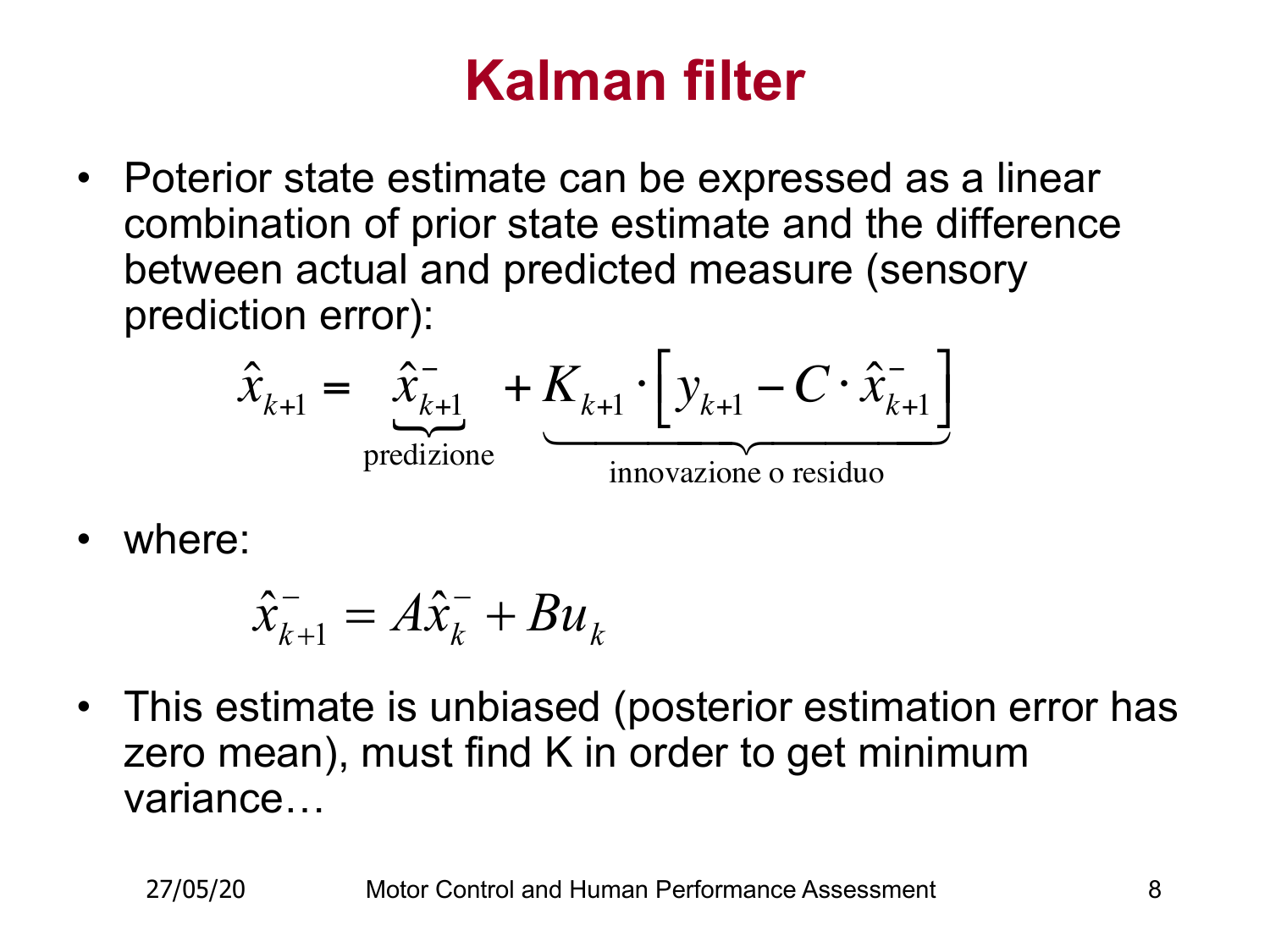# Kalman filter

- Poterior state estimate can be expressed as a linear combination of prior state estimate and the difference between actual and predicted measure (sensory prediction error):

$$\hat{x}_{k+1} = \underbrace{\hat{x}^{-}_{k+1}}_{\text{predizione}} + \underbrace{K_{k+1} \cdot \left[ y_{k+1} - C \cdot \hat{x}^{-}_{k+1} \right]}_{\text{innovazione o residuo}}$$

- where:

$$\hat{x}^{-}_{k+1} = A\hat{x}^{-}_{k} + Bu_{k}$$

- This estimate is unbiased (posterior estimation error has zero mean), must find K in order to get minimum variance…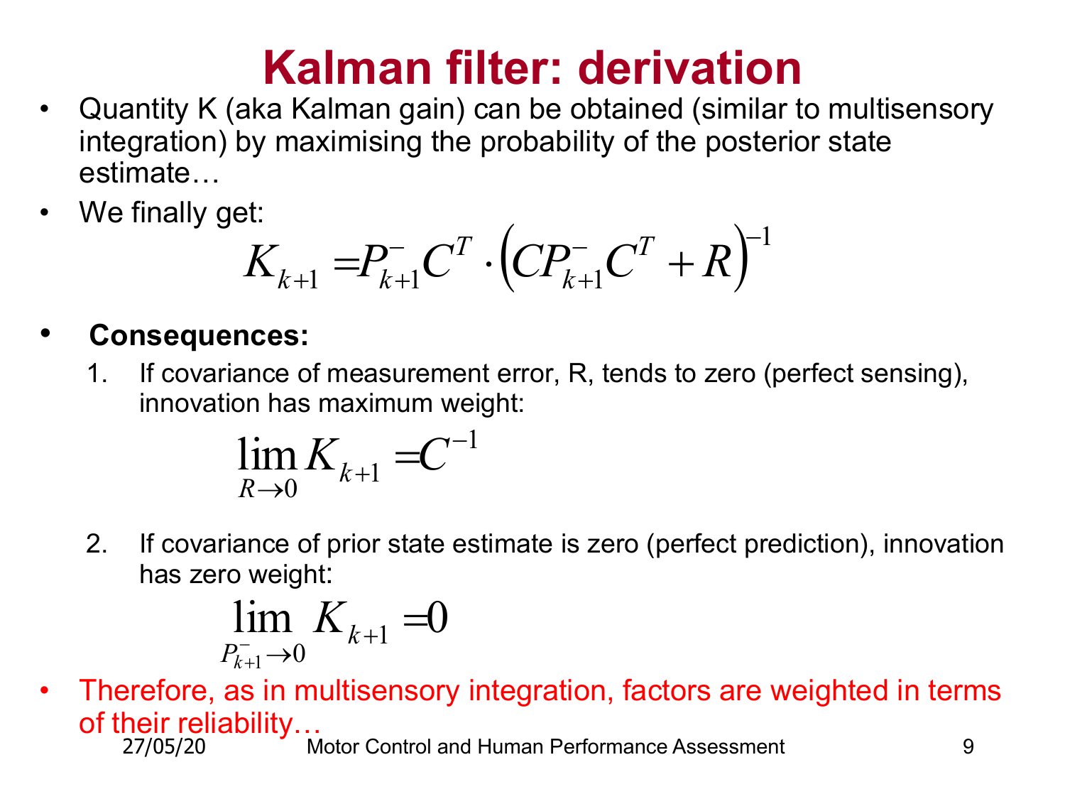# Kalman filter: derivation

- Quantity K (aka Kalman gain) can be obtained (similar to multisensory integration) by maximising the probability of the posterior state estimate…
- We finally get:

$$K_{k+1} = P_{k+1}^{-} C^{T} \cdot \left( C P_{k+1}^{-} C^{T} + R \right)^{-1}$$

- **Consequences:**
  1. If covariance of measurement error, R, tends to zero (perfect sensing), innovation has maximum weight:

$$\lim_{R \to 0} K_{k+1} = C^{-1}$$

  2. If covariance of prior state estimate is zero (perfect prediction), innovation has zero weight:

$$\lim_{P_{k+1}^{-} \to 0} K_{k+1} = 0$$

- Therefore, as in multisensory integration, factors are weighted in terms of their reliability…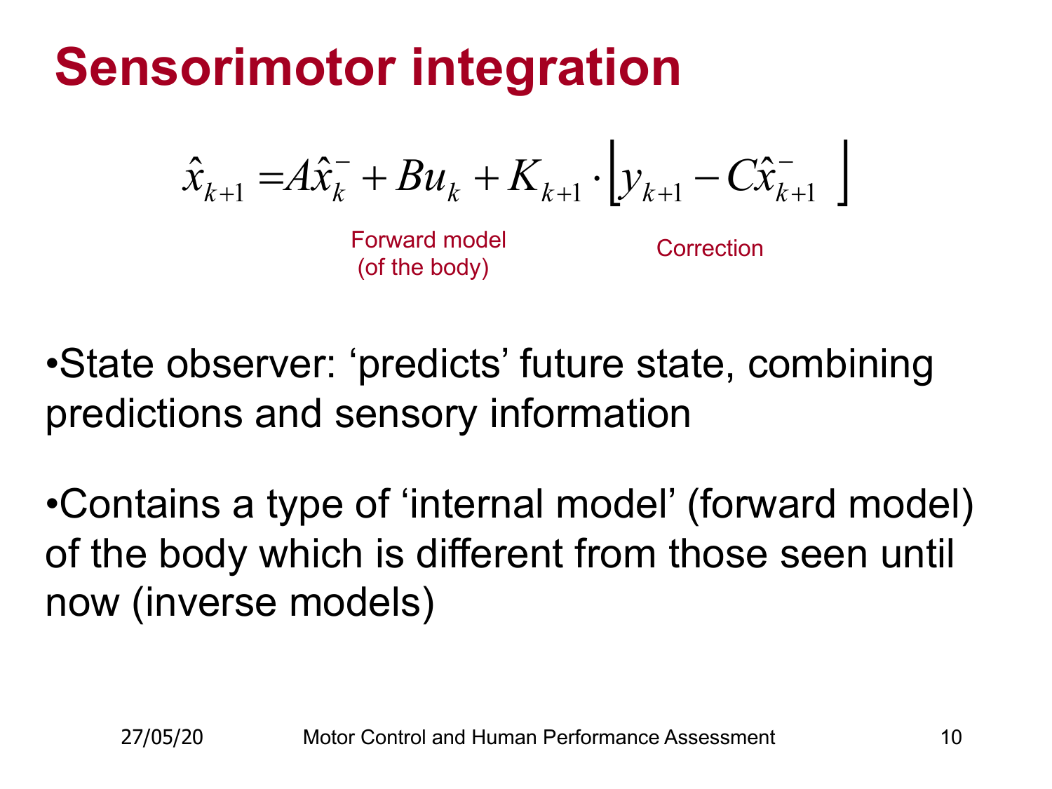# Sensorimotor integration

$$\hat{x}_{k+1} = A\hat{x}_k^- + Bu_k + K_{k+1} \cdot \left\lfloor y_{k+1} - C\hat{x}_{k+1}^- \right\rfloor$$

Forward model (of the body)

Correction

- State observer: 'predicts' future state, combining predictions and sensory information

- Contains a type of 'internal model' (forward model) of the body which is different from those seen until now (inverse models)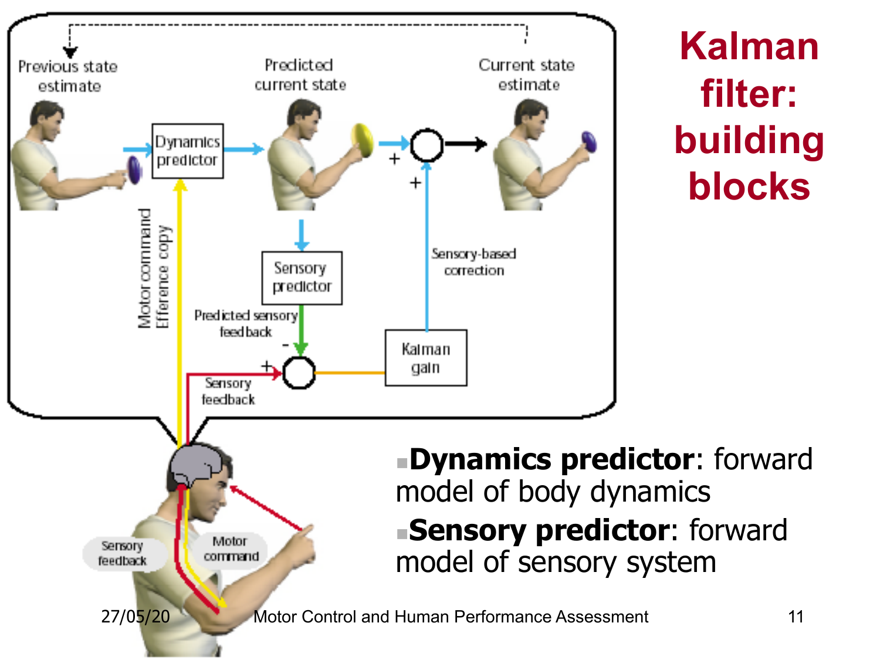# Kalman filter: building blocks

- **Dynamics predictor**: forward model of body dynamics
- **Sensory predictor**: forward model of sensory system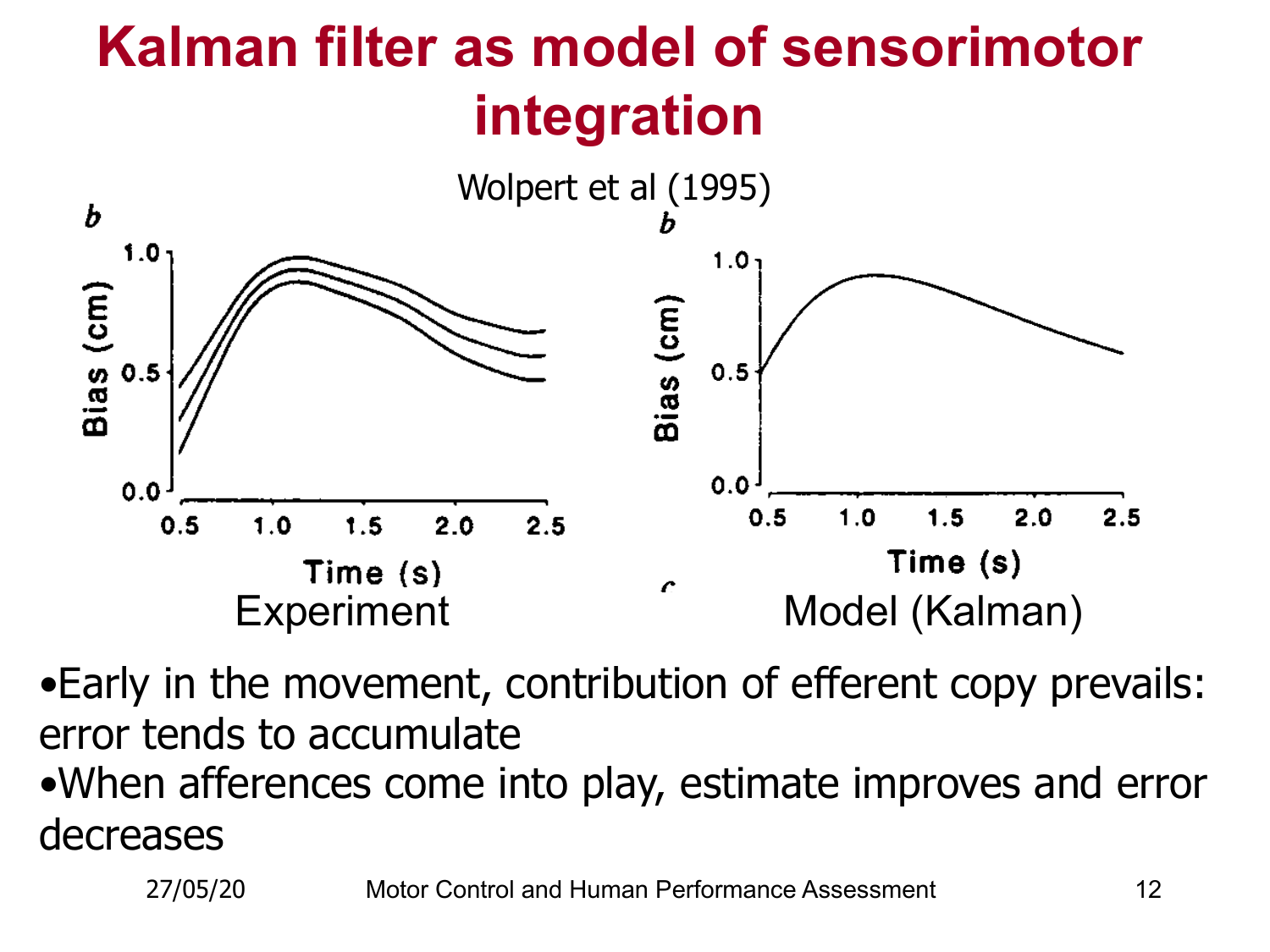# Kalman filter as model of sensorimotor integration

Wolpert et al (1995)

Experiment

Model (Kalman)

- Early in the movement, contribution of efferent copy prevails: error tends to accumulate
- When afferences come into play, estimate improves and error decreases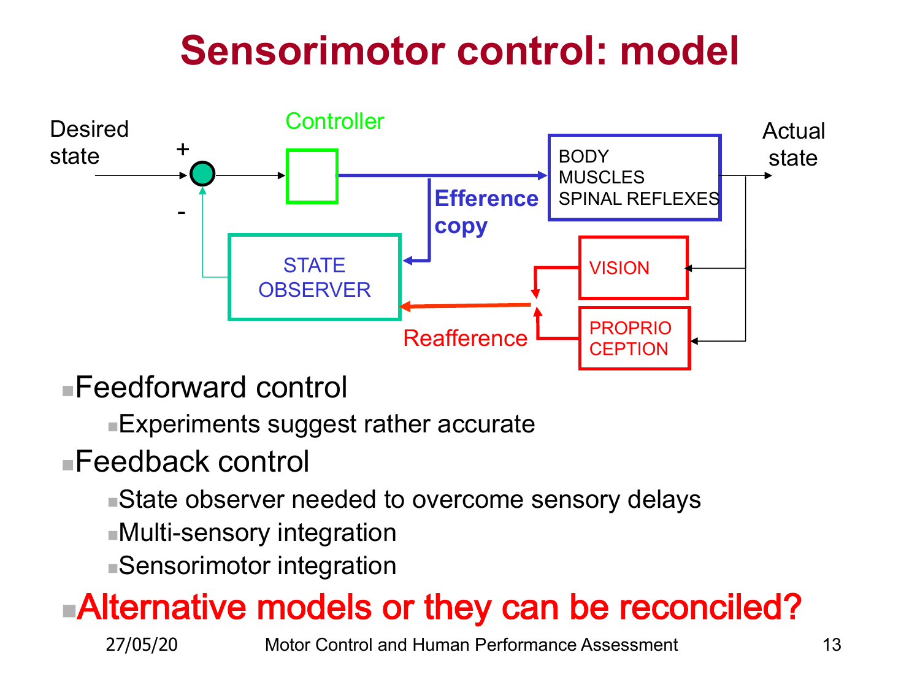# Sensorimotor control: model

Desired state

Controller

BODY
MUSCLES
SPINAL REFLEXES

Actual state

Efference copy

STATE OBSERVER

VISION

PROPRIO CEPTION

Reafference

- Feedforward control
  - Experiments suggest rather accurate
- Feedback control
  - State observer needed to overcome sensory delays
  - Multi-sensory integration
  - Sensorimotor integration
- **Alternative models or they can be reconciled?**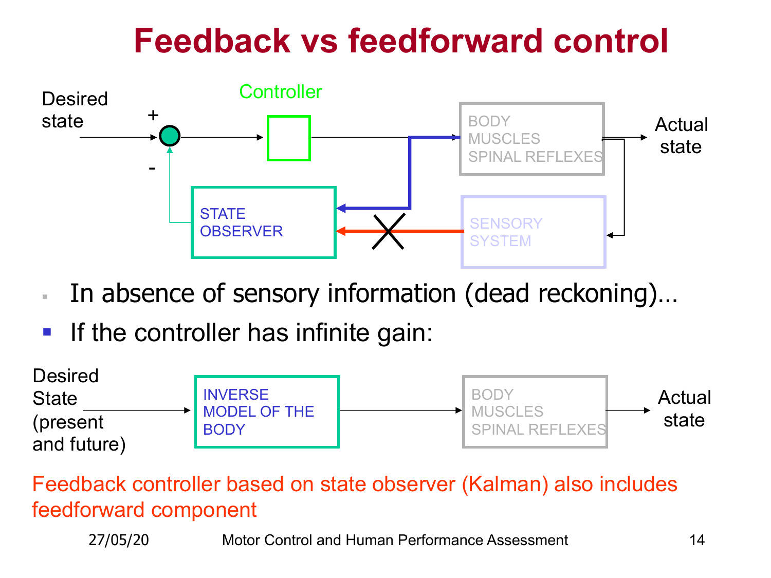# Feedback vs feedforward control

Desired state → (+) → Controller → BODY MUSCLES SPINAL REFLEXES → Actual state

STATE OBSERVER → (-)

SENSORY SYSTEM ✕→ STATE OBSERVER

- In absence of sensory information (dead reckoning)…
- If the controller has infinite gain:

Desired State (present and future) → INVERSE MODEL OF THE BODY → BODY MUSCLES SPINAL REFLEXES → Actual state

Feedback controller based on state observer (Kalman) also includes feedforward component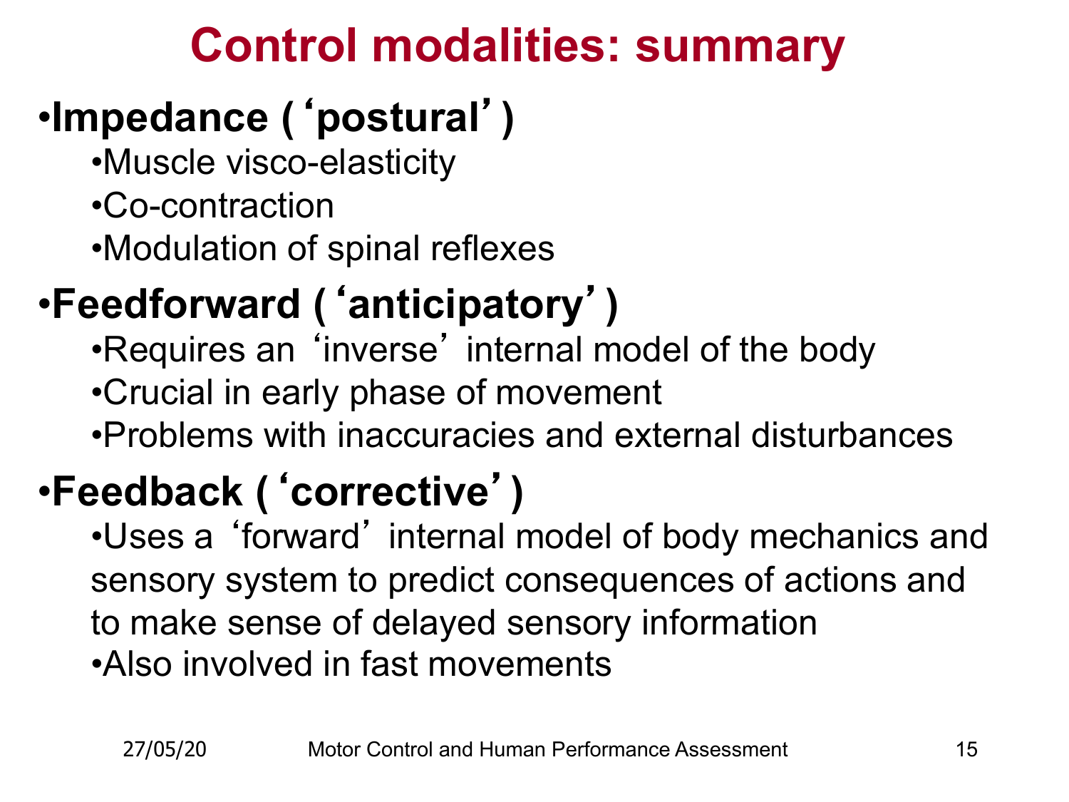# Control modalities: summary

- **Impedance (‘postural’)**
  - Muscle visco-elasticity
  - Co-contraction
  - Modulation of spinal reflexes
- **Feedforward (‘anticipatory’)**
  - Requires an ‘inverse’ internal model of the body
  - Crucial in early phase of movement
  - Problems with inaccuracies and external disturbances
- **Feedback (‘corrective’)**
  - Uses a ‘forward’ internal model of body mechanics and sensory system to predict consequences of actions and to make sense of delayed sensory information
  - Also involved in fast movements